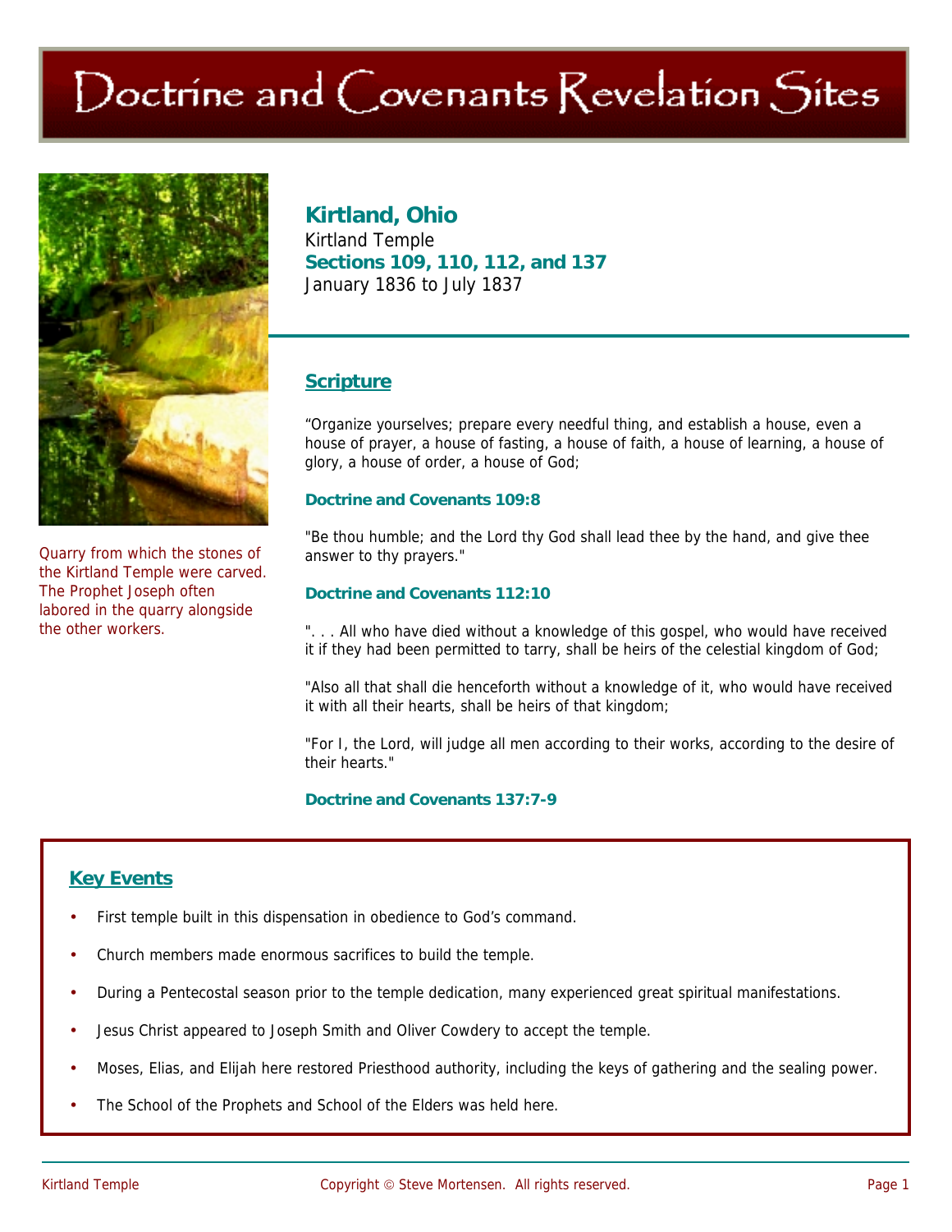# Doctrine and Covenants Revelation Sites

Quarry from which the stones of the Kirtland Temple were carved. The Prophet Joseph often labored in the quarry alongside the other workers.

## Kirtland, Ohio

Kirtland Temple

**Sections 109, 110, 112, and 137**

January 1836 to July 1837

## Scripture

"Organize yourselves; prepare every needful thing, and establish a house, even a house of prayer, a house of fasting, a house of faith, a house of learning, a house of glory, a house of order, a house of God;

**Doctrine and Covenants 109:8**

"Be thou humble; and the Lord thy God shall lead thee by the hand, and give thee answer to thy prayers."

**Doctrine and Covenants 112:10**

". . . All who have died without a knowledge of this gospel, who would have received it if they had been permitted to tarry, shall be heirs of the celestial kingdom of God;

"Also all that shall die henceforth without a knowledge of it, who would have received it with all their hearts, shall be heirs of that kingdom;

"For I, the Lord, will judge all men according to their works, according to the desire of their hearts."

**Doctrine and Covenants 137:7-9**

## Key Events

- First temple built in this dispensation in obedience to God's command.
- Church members made enormous sacrifices to build the temple.
- During a Pentecostal season prior to the temple dedication, many experienced great spiritual manifestations.
- Jesus Christ appeared to Joseph Smith and Oliver Cowdery to accept the temple.
- Moses, Elias, and Elijah here restored Priesthood authority, including the keys of gathering and the sealing power.
- The School of the Prophets and School of the Elders was held here.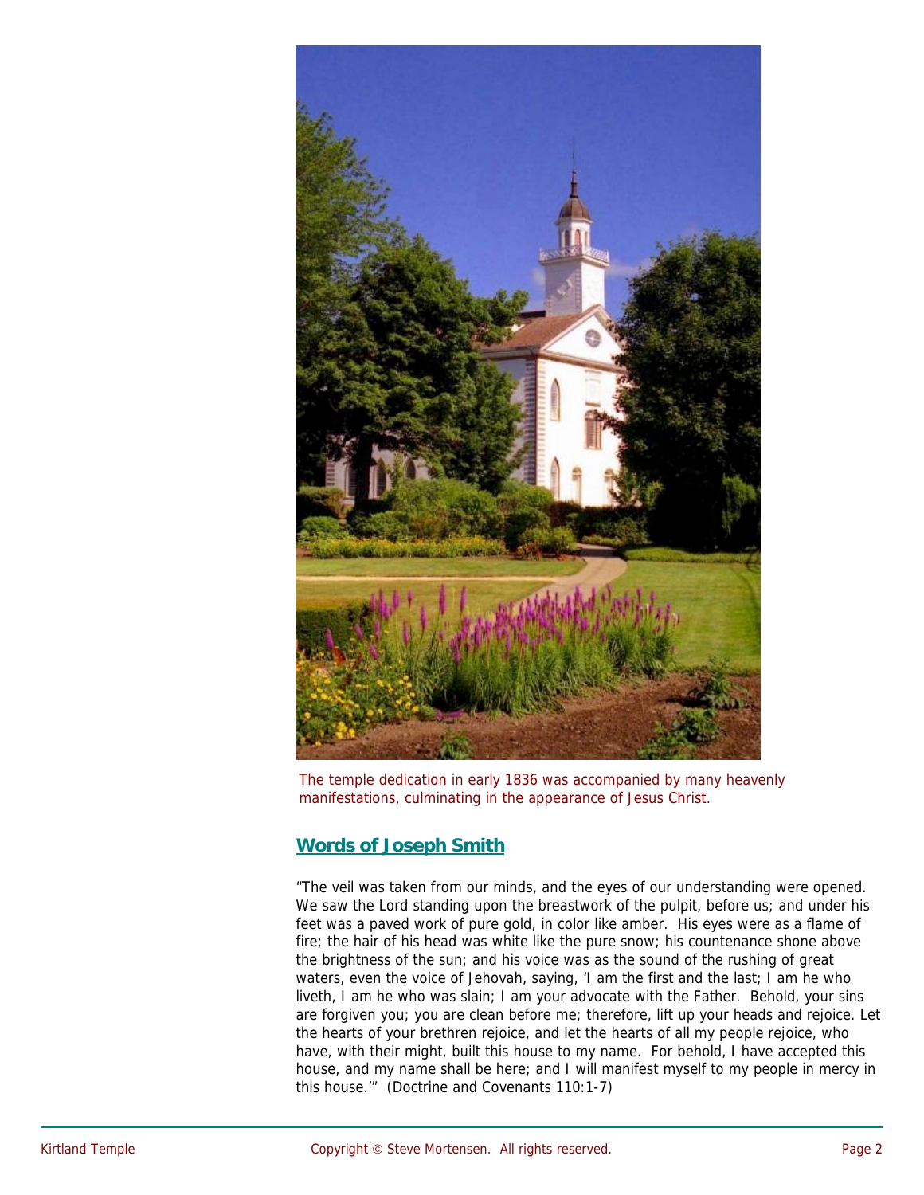The temple dedication in early 1836 was accompanied by many heavenly manifestations, culminating in the appearance of Jesus Christ.

## Words of Joseph Smith

"The veil was taken from our minds, and the eyes of our understanding were opened. We saw the Lord standing upon the breastwork of the pulpit, before us; and under his feet was a paved work of pure gold, in color like amber. His eyes were as a flame of fire; the hair of his head was white like the pure snow; his countenance shone above the brightness of the sun; and his voice was as the sound of the rushing of great waters, even the voice of Jehovah, saying, 'I am the first and the last; I am he who liveth, I am he who was slain; I am your advocate with the Father. Behold, your sins are forgiven you; you are clean before me; therefore, lift up your heads and rejoice. Let the hearts of your brethren rejoice, and let the hearts of all my people rejoice, who have, with their might, built this house to my name. For behold, I have accepted this house, and my name shall be here; and I will manifest myself to my people in mercy in this house.'" (Doctrine and Covenants 110:1-7)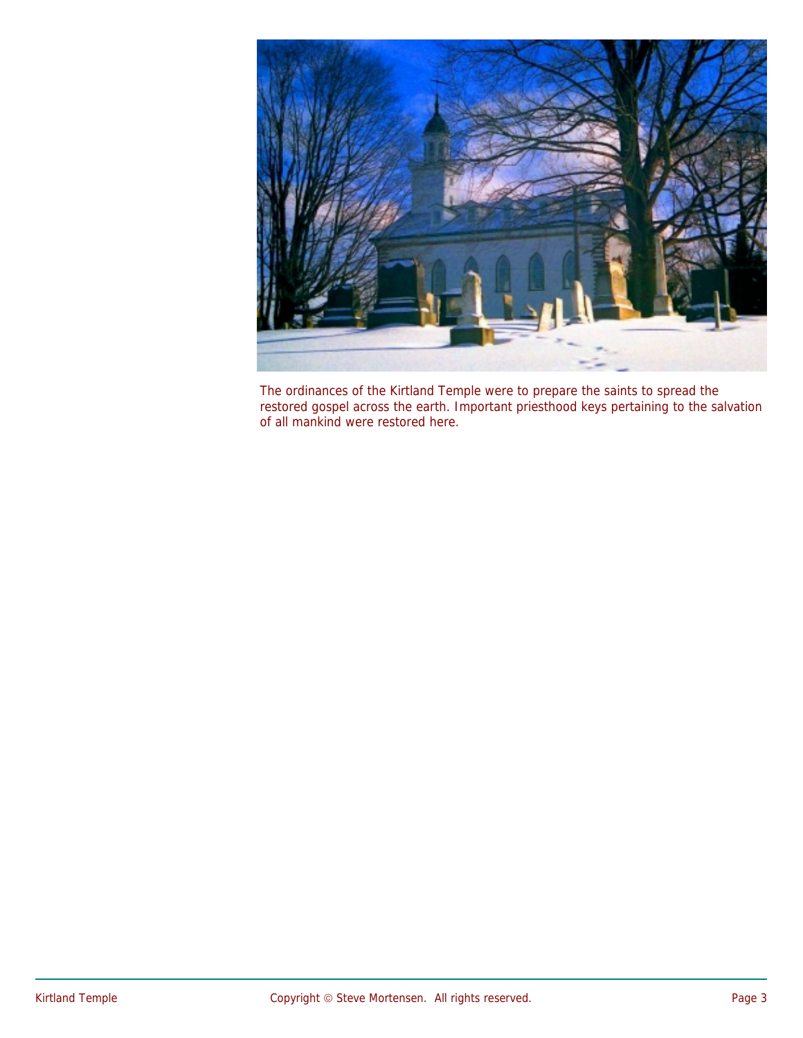The ordinances of the Kirtland Temple were to prepare the saints to spread the restored gospel across the earth. Important priesthood keys pertaining to the salvation of all mankind were restored here.